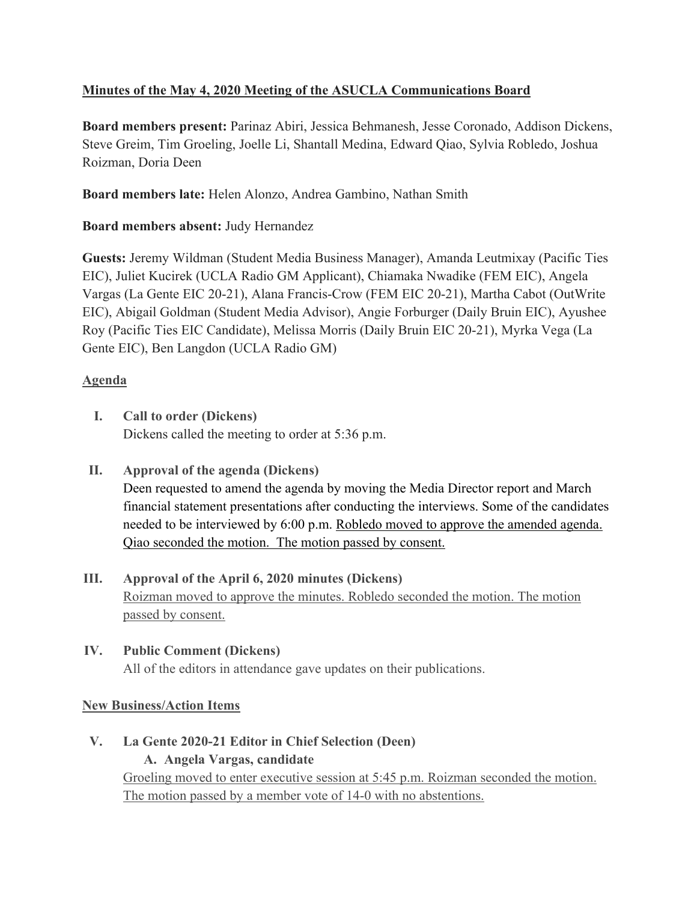**Minutes of the May 4, 2020 Meeting of the ASUCLA Communications Board**

**Board members present:** Parinaz Abiri, Jessica Behmanesh, Jesse Coronado, Addison Dickens, Steve Greim, Tim Groeling, Joelle Li, Shantall Medina, Edward Qiao, Sylvia Robledo, Joshua Roizman, Doria Deen

**Board members late:** Helen Alonzo, Andrea Gambino, Nathan Smith

**Board members absent:** Judy Hernandez

**Guests:** Jeremy Wildman (Student Media Business Manager), Amanda Leutmixay (Pacific Ties EIC), Juliet Kucirek (UCLA Radio GM Applicant), Chiamaka Nwadike (FEM EIC), Angela Vargas (La Gente EIC 20-21), Alana Francis-Crow (FEM EIC 20-21), Martha Cabot (OutWrite EIC), Abigail Goldman (Student Media Advisor), Angie Forburger (Daily Bruin EIC), Ayushee Roy (Pacific Ties EIC Candidate), Melissa Morris (Daily Bruin EIC 20-21), Myrka Vega (La Gente EIC), Ben Langdon (UCLA Radio GM)

**Agenda**

I. **Call to order (Dickens)**
Dickens called the meeting to order at 5:36 p.m.

II. **Approval of the agenda (Dickens)**
Deen requested to amend the agenda by moving the Media Director report and March financial statement presentations after conducting the interviews. Some of the candidates needed to be interviewed by 6:00 p.m. Robledo moved to approve the amended agenda. Qiao seconded the motion. The motion passed by consent.

III. **Approval of the April 6, 2020 minutes (Dickens)**
Roizman moved to approve the minutes. Robledo seconded the motion. The motion passed by consent.

IV. **Public Comment (Dickens)**
All of the editors in attendance gave updates on their publications.

**New Business/Action Items**

V. **La Gente 2020-21 Editor in Chief Selection (Deen)**
   A. **Angela Vargas, candidate**

Groeling moved to enter executive session at 5:45 p.m. Roizman seconded the motion. The motion passed by a member vote of 14-0 with no abstentions.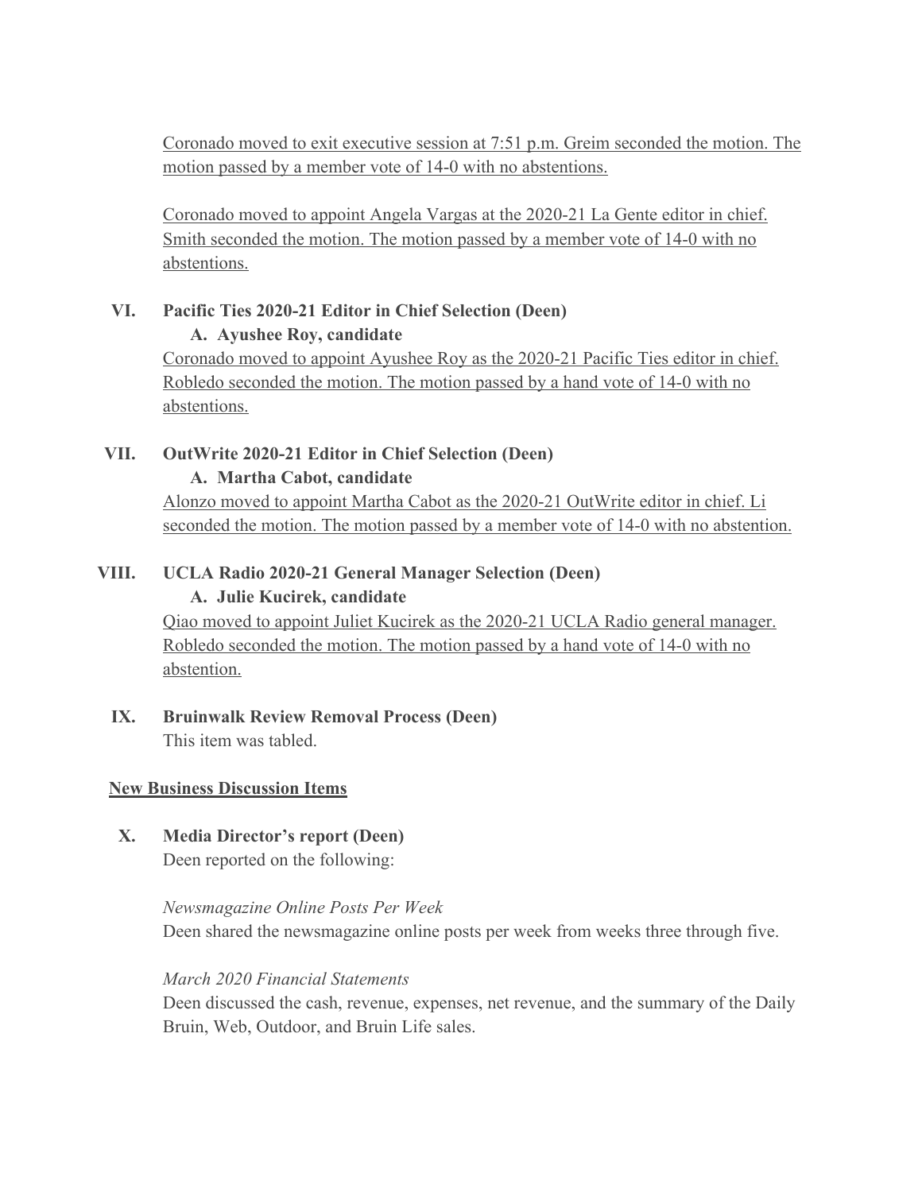<u>Coronado moved to exit executive session at 7:51 p.m. Greim seconded the motion. The motion passed by a member vote of 14-0 with no abstentions.</u>

<u>Coronado moved to appoint Angela Vargas at the 2020-21 La Gente editor in chief. Smith seconded the motion. The motion passed by a member vote of 14-0 with no abstentions.</u>

**VI. Pacific Ties 2020-21 Editor in Chief Selection (Deen)**

**A. Ayushee Roy, candidate**

<u>Coronado moved to appoint Ayushee Roy as the 2020-21 Pacific Ties editor in chief. Robledo seconded the motion. The motion passed by a hand vote of 14-0 with no abstentions.</u>

**VII. OutWrite 2020-21 Editor in Chief Selection (Deen)**

**A. Martha Cabot, candidate**

<u>Alonzo moved to appoint Martha Cabot as the 2020-21 OutWrite editor in chief. Li seconded the motion. The motion passed by a member vote of 14-0 with no abstention.</u>

**VIII. UCLA Radio 2020-21 General Manager Selection (Deen)**

**A. Julie Kucirek, candidate**

<u>Qiao moved to appoint Juliet Kucirek as the 2020-21 UCLA Radio general manager. Robledo seconded the motion. The motion passed by a hand vote of 14-0 with no abstention.</u>

**IX. Bruinwalk Review Removal Process (Deen)**

This item was tabled.

**<u>New Business Discussion Items</u>**

**X. Media Director's report (Deen)**

Deen reported on the following:

*Newsmagazine Online Posts Per Week*

Deen shared the newsmagazine online posts per week from weeks three through five.

*March 2020 Financial Statements*

Deen discussed the cash, revenue, expenses, net revenue, and the summary of the Daily Bruin, Web, Outdoor, and Bruin Life sales.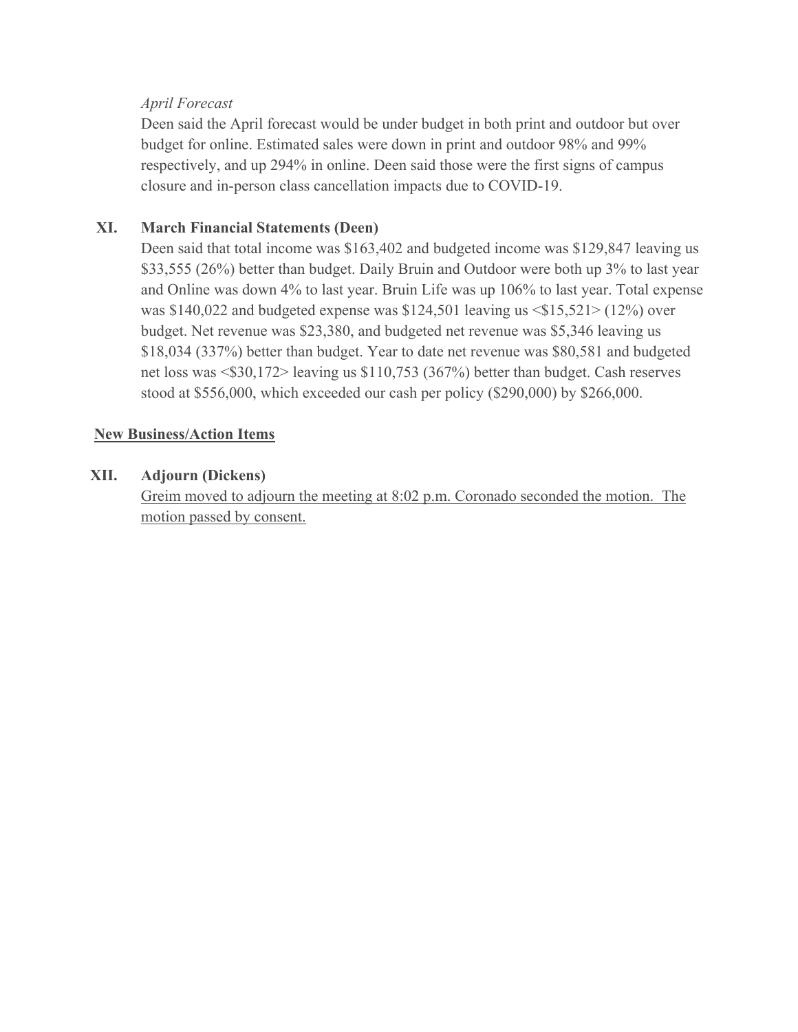*April Forecast*

Deen said the April forecast would be under budget in both print and outdoor but over budget for online. Estimated sales were down in print and outdoor 98% and 99% respectively, and up 294% in online. Deen said those were the first signs of campus closure and in-person class cancellation impacts due to COVID-19.

**XI. March Financial Statements (Deen)**

Deen said that total income was $163,402 and budgeted income was $129,847 leaving us $33,555 (26%) better than budget. Daily Bruin and Outdoor were both up 3% to last year and Online was down 4% to last year. Bruin Life was up 106% to last year. Total expense was $140,022 and budgeted expense was $124,501 leaving us <$15,521> (12%) over budget. Net revenue was $23,380, and budgeted net revenue was $5,346 leaving us $18,034 (337%) better than budget. Year to date net revenue was $80,581 and budgeted net loss was <$30,172> leaving us $110,753 (367%) better than budget. Cash reserves stood at $556,000, which exceeded our cash per policy ($290,000) by $266,000.

<u>**New Business/Action Items**</u>

**XII. Adjourn (Dickens)**

<u>Greim moved to adjourn the meeting at 8:02 p.m. Coronado seconded the motion. The motion passed by consent.</u>